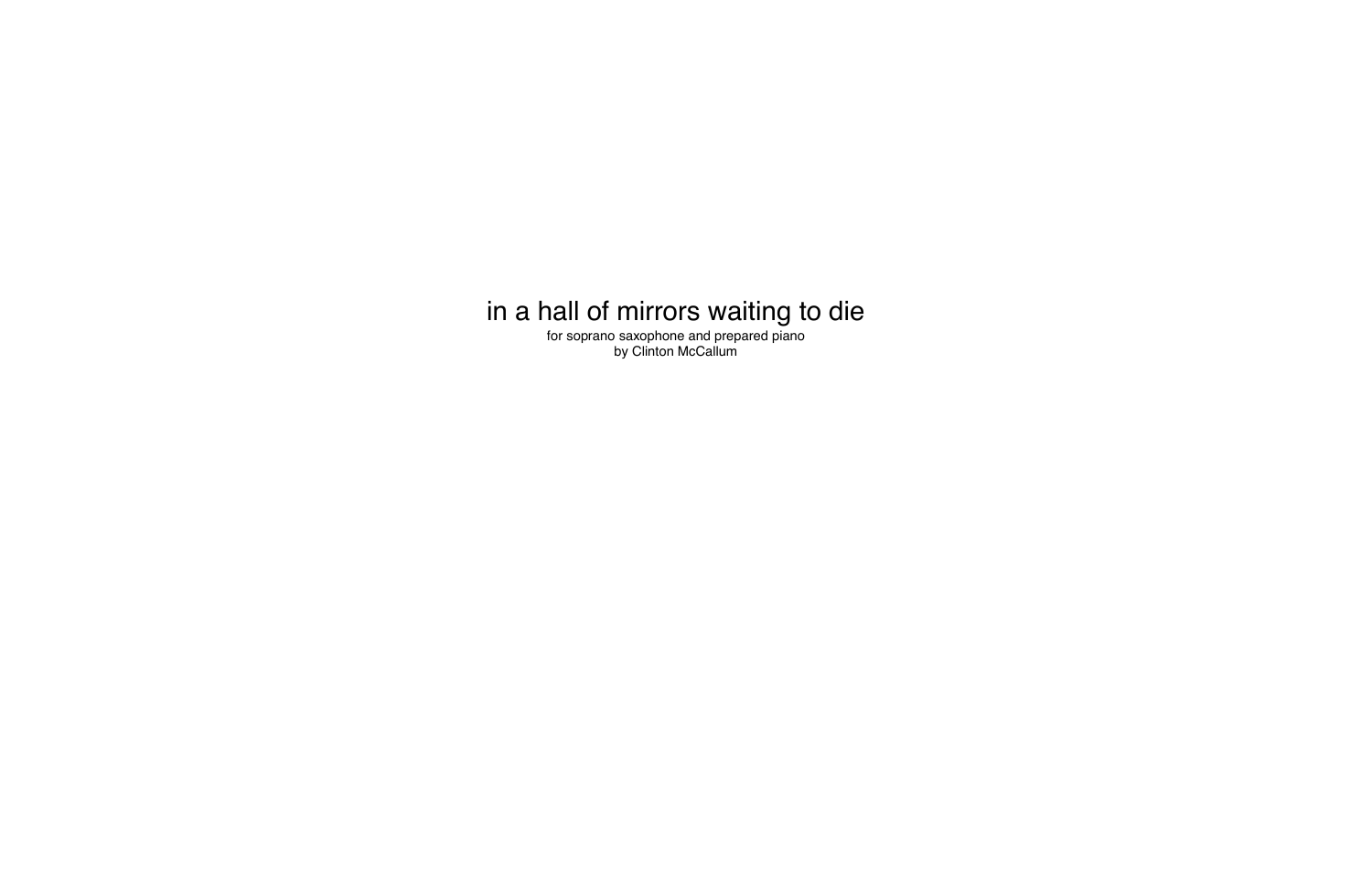# in a hall of mirrors waiting to die

for soprano saxophone and prepared piano

by Clinton McCallum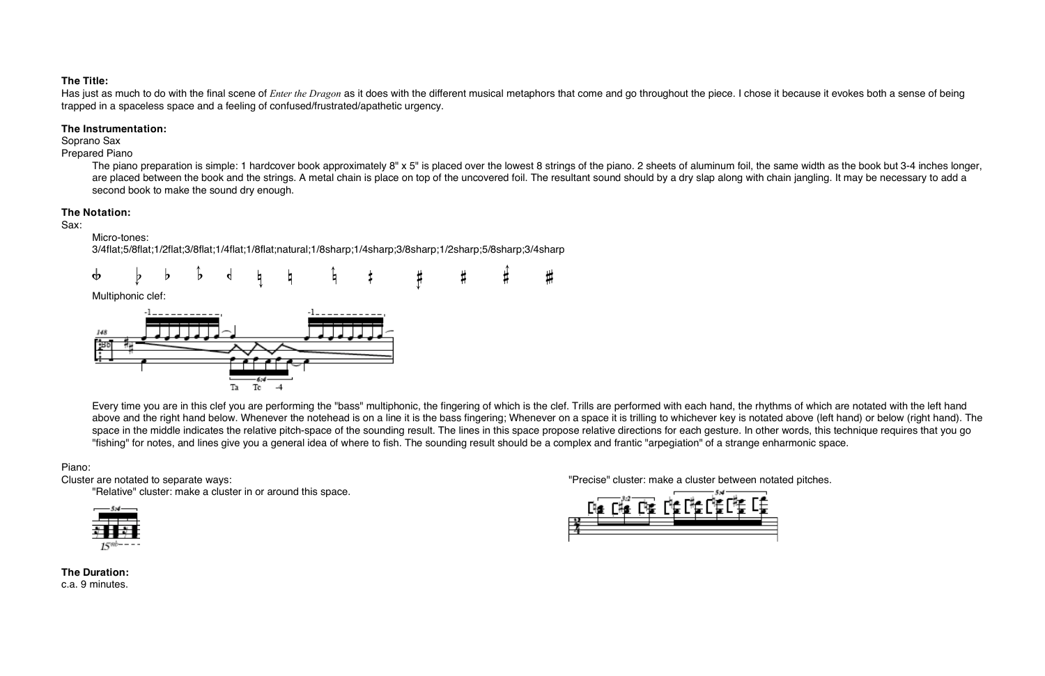**The Title:**
Has just as much to do with the final scene of *Enter the Dragon* as it does with the different musical metaphors that come and go throughout the piece. I chose it because it evokes both a sense of being trapped in a spaceless space and a feeling of confused/frustrated/apathetic urgency.

**The Instrumentation:**
Soprano Sax
Prepared Piano

The piano preparation is simple: 1 hardcover book approximately 8" x 5" is placed over the lowest 8 strings of the piano. 2 sheets of aluminum foil, the same width as the book but 3-4 inches longer, are placed between the book and the strings. A metal chain is place on top of the uncovered foil. The resultant sound should by a dry slap along with chain jangling. It may be necessary to add a second book to make the sound dry enough.

**The Notation:**
Sax:

Micro-tones:
3/4flat;5/8flat;1/2flat;3/8flat;1/4flat;1/8flat;natural;1/8sharp;1/4sharp;3/8sharp;1/2sharp;5/8sharp;3/4sharp

Multiphonic clef:

Every time you are in this clef you are performing the "bass" multiphonic, the fingering of which is the clef. Trills are performed with each hand, the rhythms of which are notated with the left hand above and the right hand below. Whenever the notehead is on a line it is the bass fingering; Whenever on a space it is trilling to whichever key is notated above (left hand) or below (right hand). The space in the middle indicates the relative pitch-space of the sounding result. The lines in this space propose relative directions for each gesture. In other words, this technique requires that you go "fishing" for notes, and lines give you a general idea of where to fish. The sounding result should be a complex and frantic "arpegiation" of a strange enharmonic space.

Piano:
Cluster are notated to separate ways:

"Relative" cluster: make a cluster in or around this space.

"Precise" cluster: make a cluster between notated pitches.

**The Duration:**
c.a. 9 minutes.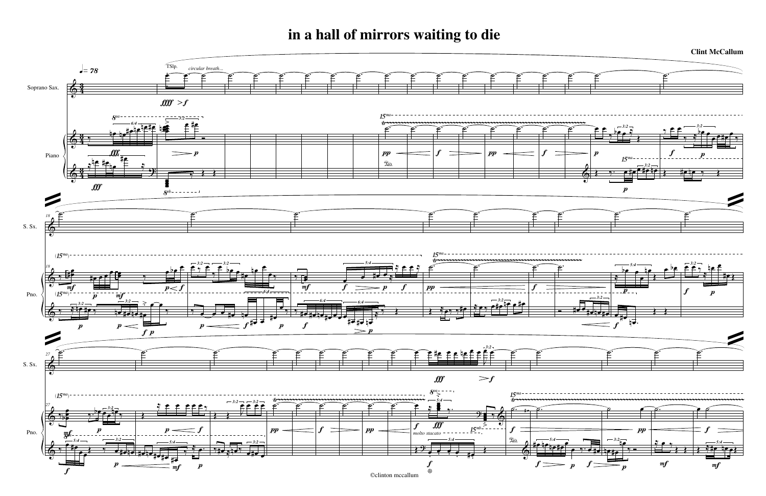# in a hall of mirrors waiting to die

**Clint McCallum**

©clinton mccallum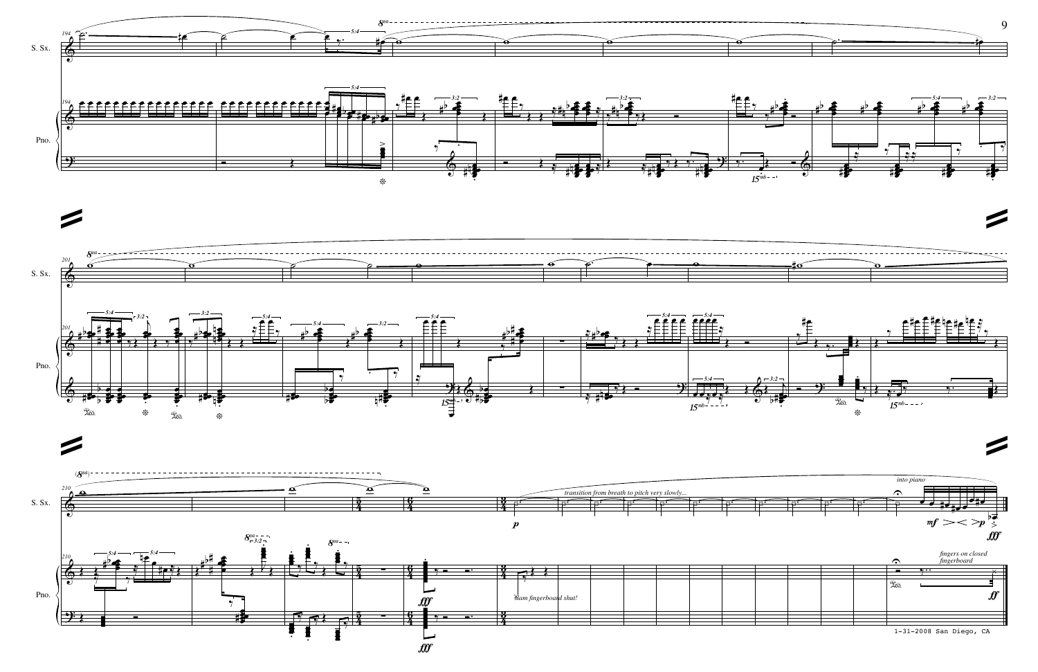1-31-2008 San Diego, CA